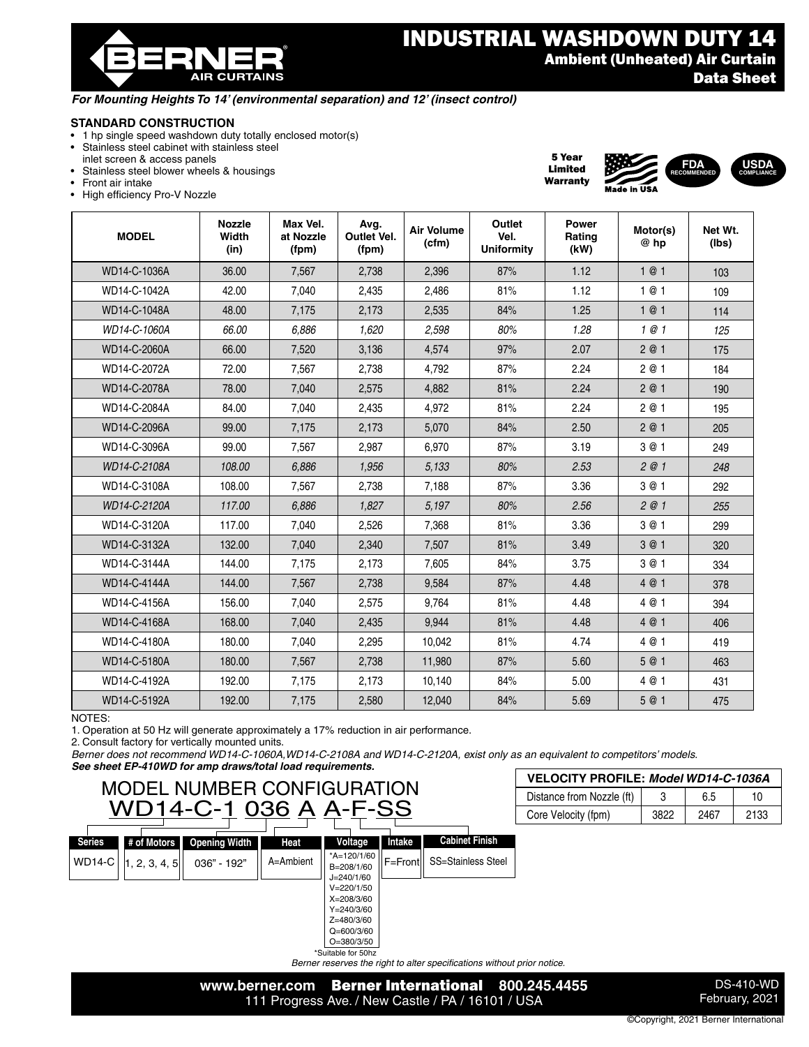# INDUSTRIAL WASHDOWN DUTY 14

## Ambient (Unheated) Air Curtain

## Data Sheet

*For Mounting Heights To 14' (environmental separation) and 12' (insect control)*

### STANDARD CONSTRUCTION

- 1 hp single speed washdown duty totally enclosed motor(s)
- Stainless steel cabinet with stainless steel inlet screen & access panels
- Stainless steel blower wheels & housings
- Front air intake
- High efficiency Pro-V Nozzle

5 Year Limited Warranty | Made in USA | FDA RECOMMENDED | USDA COMPLIANCE

| MODEL | Nozzle Width (in) | Max Vel. at Nozzle (fpm) | Avg. Outlet Vel. (fpm) | Air Volume (cfm) | Outlet Vel. Uniformity | Power Rating (kW) | Motor(s) @ hp | Net Wt. (lbs) |
|---|---|---|---|---|---|---|---|---|
| WD14-C-1036A | 36.00 | 7,567 | 2,738 | 2,396 | 87% | 1.12 | 1 @ 1 | 103 |
| WD14-C-1042A | 42.00 | 7,040 | 2,435 | 2,486 | 81% | 1.12 | 1 @ 1 | 109 |
| WD14-C-1048A | 48.00 | 7,175 | 2,173 | 2,535 | 84% | 1.25 | 1 @ 1 | 114 |
| *WD14-C-1060A* | *66.00* | *6,886* | *1,620* | *2,598* | *80%* | *1.28* | *1 @ 1* | *125* |
| WD14-C-2060A | 66.00 | 7,520 | 3,136 | 4,574 | 97% | 2.07 | 2 @ 1 | 175 |
| WD14-C-2072A | 72.00 | 7,567 | 2,738 | 4,792 | 87% | 2.24 | 2 @ 1 | 184 |
| WD14-C-2078A | 78.00 | 7,040 | 2,575 | 4,882 | 81% | 2.24 | 2 @ 1 | 190 |
| WD14-C-2084A | 84.00 | 7,040 | 2,435 | 4,972 | 81% | 2.24 | 2 @ 1 | 195 |
| WD14-C-2096A | 99.00 | 7,175 | 2,173 | 5,070 | 84% | 2.50 | 2 @ 1 | 205 |
| WD14-C-3096A | 99.00 | 7,567 | 2,987 | 6,970 | 87% | 3.19 | 3 @ 1 | 249 |
| *WD14-C-2108A* | *108.00* | *6,886* | *1,956* | *5,133* | *80%* | *2.53* | *2 @ 1* | *248* |
| WD14-C-3108A | 108.00 | 7,567 | 2,738 | 7,188 | 87% | 3.36 | 3 @ 1 | 292 |
| *WD14-C-2120A* | *117.00* | *6,886* | *1,827* | *5,197* | *80%* | *2.56* | *2 @ 1* | *255* |
| WD14-C-3120A | 117.00 | 7,040 | 2,526 | 7,368 | 81% | 3.36 | 3 @ 1 | 299 |
| WD14-C-3132A | 132.00 | 7,040 | 2,340 | 7,507 | 81% | 3.49 | 3 @ 1 | 320 |
| WD14-C-3144A | 144.00 | 7,175 | 2,173 | 7,605 | 84% | 3.75 | 3 @ 1 | 334 |
| WD14-C-4144A | 144.00 | 7,567 | 2,738 | 9,584 | 87% | 4.48 | 4 @ 1 | 378 |
| WD14-C-4156A | 156.00 | 7,040 | 2,575 | 9,764 | 81% | 4.48 | 4 @ 1 | 394 |
| WD14-C-4168A | 168.00 | 7,040 | 2,435 | 9,944 | 81% | 4.48 | 4 @ 1 | 406 |
| WD14-C-4180A | 180.00 | 7,040 | 2,295 | 10,042 | 81% | 4.74 | 4 @ 1 | 419 |
| WD14-C-5180A | 180.00 | 7,567 | 2,738 | 11,980 | 87% | 5.60 | 5 @ 1 | 463 |
| WD14-C-4192A | 192.00 | 7,175 | 2,173 | 10,140 | 84% | 5.00 | 4 @ 1 | 431 |
| WD14-C-5192A | 192.00 | 7,175 | 2,580 | 12,040 | 84% | 5.69 | 5 @ 1 | 475 |

NOTES:

1. Operation at 50 Hz will generate approximately a 17% reduction in air performance.
2. Consult factory for vertically mounted units.

*Berner does not recommend WD14-C-1060A,WD14-C-2108A and WD14-C-2120A, exist only as an equivalent to competitors' models.*

***See sheet EP-410WD for amp draws/total load requirements.***

| VELOCITY PROFILE: *Model WD14-C-1036A* | | | |
|---|---|---|---|
| Distance from Nozzle (ft) | 3 | 6.5 | 10 |
| Core Velocity (fpm) | 3822 | 2467 | 2133 |

## MODEL NUMBER CONFIGURATION

WD14-C-1 036 A A-F-SS

| Series | # of Motors | Opening Width | Heat | Voltage | Intake | Cabinet Finish |
|---|---|---|---|---|---|---|
| WD14-C | 1, 2, 3, 4, 5 | 036" - 192" | A=Ambient | *A=120/1/60<br>B=208/1/60<br>J=240/1/60<br>V=220/1/50<br>X=208/3/60<br>Y=240/3/60<br>Z=480/3/60<br>Q=600/3/60<br>O=380/3/50 | F=Front | SS=Stainless Steel |

*Suitable for 50hz

*Berner reserves the right to alter specifications without prior notice.*

www.berner.com **Berner International** 800.245.4455
111 Progress Ave. / New Castle / PA / 16101 / USA

DS-410-WD
February, 2021

©Copyright, 2021 Berner International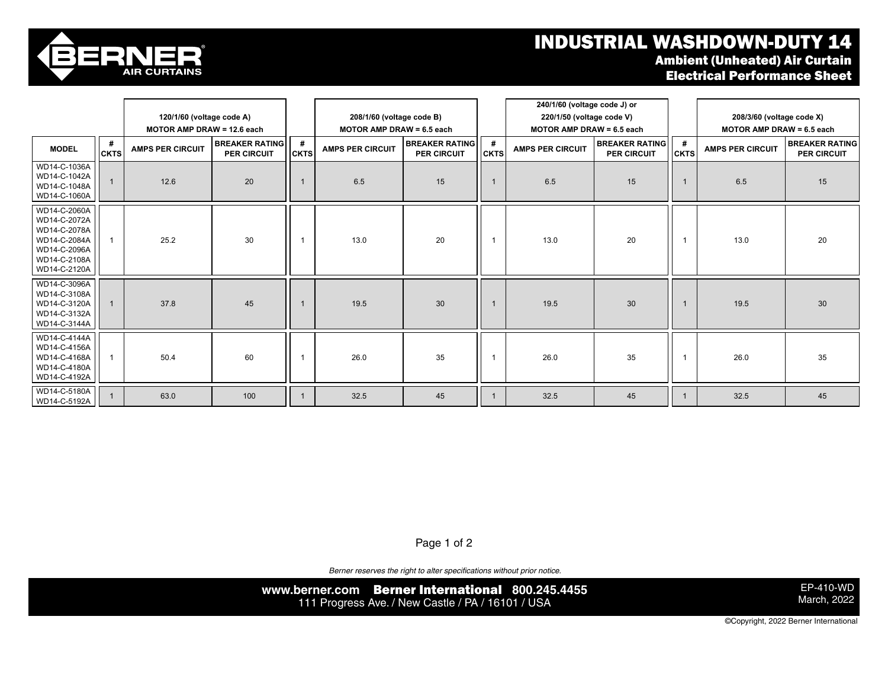BERNER AIR CURTAINS

# INDUSTRIAL WASHDOWN-DUTY 14

## Ambient (Unheated) Air Curtain

## Electrical Performance Sheet

| | 120/1/60 (voltage code A) MOTOR AMP DRAW = 12.6 each | | | 208/1/60 (voltage code B) MOTOR AMP DRAW = 6.5 each | | | 240/1/60 (voltage code J) or 220/1/50 (voltage code V) MOTOR AMP DRAW = 6.5 each | | | 208/3/60 (voltage code X) MOTOR AMP DRAW = 6.5 each | | |
|---|---|---|---|---|---|---|---|---|---|---|---|---|
| MODEL | # CKTS | AMPS PER CIRCUIT | BREAKER RATING PER CIRCUIT | # CKTS | AMPS PER CIRCUIT | BREAKER RATING PER CIRCUIT | # CKTS | AMPS PER CIRCUIT | BREAKER RATING PER CIRCUIT | # CKTS | AMPS PER CIRCUIT | BREAKER RATING PER CIRCUIT |
| WD14-C-1036A WD14-C-1042A WD14-C-1048A WD14-C-1060A | 1 | 12.6 | 20 | 1 | 6.5 | 15 | 1 | 6.5 | 15 | 1 | 6.5 | 15 |
| WD14-C-2060A WD14-C-2072A WD14-C-2078A WD14-C-2084A WD14-C-2096A WD14-C-2108A WD14-C-2120A | 1 | 25.2 | 30 | 1 | 13.0 | 20 | 1 | 13.0 | 20 | 1 | 13.0 | 20 |
| WD14-C-3096A WD14-C-3108A WD14-C-3120A WD14-C-3132A WD14-C-3144A | 1 | 37.8 | 45 | 1 | 19.5 | 30 | 1 | 19.5 | 30 | 1 | 19.5 | 30 |
| WD14-C-4144A WD14-C-4156A WD14-C-4168A WD14-C-4180A WD14-C-4192A | 1 | 50.4 | 60 | 1 | 26.0 | 35 | 1 | 26.0 | 35 | 1 | 26.0 | 35 |
| WD14-C-5180A WD14-C-5192A | 1 | 63.0 | 100 | 1 | 32.5 | 45 | 1 | 32.5 | 45 | 1 | 32.5 | 45 |

*Berner reserves the right to alter specifications without prior notice.*

www.berner.com **Berner International** 800.245.4455
111 Progress Ave. / New Castle / PA / 16101 / USA

EP-410-WD
March, 2022

©Copyright, 2022 Berner International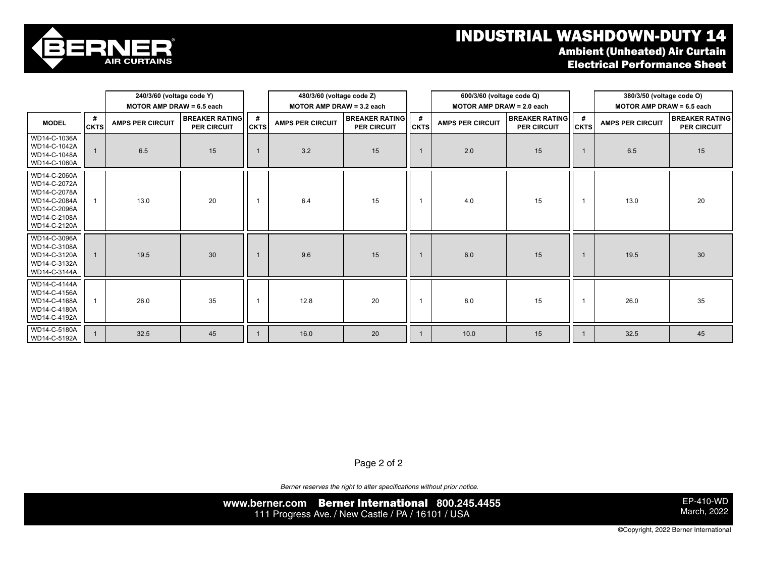# INDUSTRIAL WASHDOWN-DUTY 14

## Ambient (Unheated) Air Curtain

## Electrical Performance Sheet

| | 240/3/60 (voltage code Y) MOTOR AMP DRAW = 6.5 each | | | 480/3/60 (voltage code Z) MOTOR AMP DRAW = 3.2 each | | | 600/3/60 (voltage code Q) MOTOR AMP DRAW = 2.0 each | | | 380/3/50 (voltage code O) MOTOR AMP DRAW = 6.5 each | | |
|---|---|---|---|---|---|---|---|---|---|---|---|---|
| **MODEL** | **# CKTS** | **AMPS PER CIRCUIT** | **BREAKER RATING PER CIRCUIT** | **# CKTS** | **AMPS PER CIRCUIT** | **BREAKER RATING PER CIRCUIT** | **# CKTS** | **AMPS PER CIRCUIT** | **BREAKER RATING PER CIRCUIT** | **# CKTS** | **AMPS PER CIRCUIT** | **BREAKER RATING PER CIRCUIT** |
| WD14-C-1036A WD14-C-1042A WD14-C-1048A WD14-C-1060A | 1 | 6.5 | 15 | 1 | 3.2 | 15 | 1 | 2.0 | 15 | 1 | 6.5 | 15 |
| WD14-C-2060A WD14-C-2072A WD14-C-2078A WD14-C-2084A WD14-C-2096A WD14-C-2108A WD14-C-2120A | 1 | 13.0 | 20 | 1 | 6.4 | 15 | 1 | 4.0 | 15 | 1 | 13.0 | 20 |
| WD14-C-3096A WD14-C-3108A WD14-C-3120A WD14-C-3132A WD14-C-3144A | 1 | 19.5 | 30 | 1 | 9.6 | 15 | 1 | 6.0 | 15 | 1 | 19.5 | 30 |
| WD14-C-4144A WD14-C-4156A WD14-C-4168A WD14-C-4180A WD14-C-4192A | 1 | 26.0 | 35 | 1 | 12.8 | 20 | 1 | 8.0 | 15 | 1 | 26.0 | 35 |
| WD14-C-5180A WD14-C-5192A | 1 | 32.5 | 45 | 1 | 16.0 | 20 | 1 | 10.0 | 15 | 1 | 32.5 | 45 |

*Berner reserves the right to alter specifications without prior notice.*

**www.berner.com** **Berner International** **800.245.4455**
111 Progress Ave. / New Castle / PA / 16101 / USA

EP-410-WD
March, 2022

©Copyright, 2022 Berner International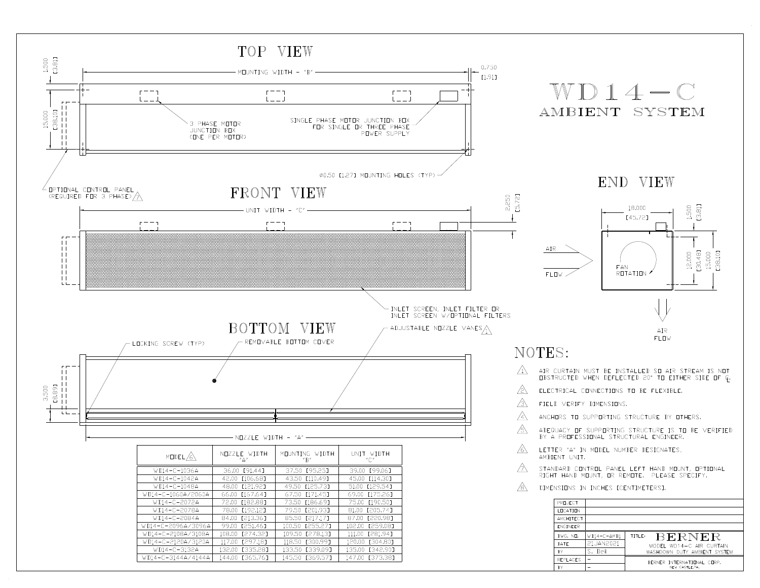# WD14-C

## AMBIENT SYSTEM

### TOP VIEW

MOUNTING WIDTH - "B"

1.500 [3.81]

0.750 [1.91]

15.000 [38.10]

3 PHASE MOTOR JUNCTION BOX (ONE PER MOTOR)

SINGLE PHASE MOTOR JUNCTION BOX FOR SINGLE OR THREE PHASE POWER SUPPLY

Ø0.50 [1.27] MOUNTING HOLES (TYP)

OPTIONAL CONTROL PANEL (REQUIRED FOR 3 PHASE) 7

### FRONT VIEW

UNIT WIDTH - "C"

2.250 [5.72]

INLET SCREEN, INLET FILTER OR INLET SCREEN W/OPTIONAL FILTERS

### BOTTOM VIEW

LOCKING SCREW (TYP)

REMOVABLE BOTTOM COVER

ADJUSTABLE NOZZLE VANES 1

3.500 [8.89]

NOZZLE WIDTH - "A"

### END VIEW

18.000 [45.72]

1.500 [3.81]

12.000 [30.48]

15.000 [38.10]

AIR FLOW

FAN ROTATION

AIR FLOW

| MODEL 6 | NOZZLE WIDTH "A" | MOUNTING WIDTH "B" | UNIT WIDTH "C" |
|---|---|---|---|
| WD14-C-1036A | 36.00 [91.44] | 37.50 [95.25] | 39.00 [99.06] |
| WD14-C-1042A | 42.00 [106.68] | 43.50 [110.49] | 45.00 [114.30] |
| WD14-C-1048A | 48.00 [121.92] | 49.50 [125.73] | 51.00 [129.54] |
| WD14-C-1060A/2060A | 66.00 [167.64] | 67.50 [171.45] | 69.00 [175.26] |
| WD14-C-2072A | 72.00 [182.88] | 73.50 [186.69] | 75.00 [190.50] |
| WD14-C-2078A | 78.00 [192.12] | 79.50 [201.93] | 81.00 [205.74] |
| WD14-C-2084A | 84.00 [213.36] | 85.50 [217.17] | 87.00 [220.98] |
| WD14-C-2096A/3096A | 99.00 [251.46] | 100.50 [255.27] | 102.00 [259.08] |
| WD14-C-2108A/3108A | 108.00 [274.32] | 109.50 [278.13] | 111.00 [281.94] |
| WD14-C-2120A/3120A | 117.00 [297.18] | 118.50 [300.99] | 120.00 [304.80] |
| WD14-C-3132A | 132.00 [335.28] | 133.50 [339.09] | 135.00 [342.90] |
| WD14-C-3144A/4144A | 144.00 [365.76] | 145.50 [369.57] | 147.00 [373.38] |

## NOTES:

1. AIR CURTAIN MUST BE INSTALLED SO AIR STREAM IS NOT OBSTRUCTED WHEN DEFLECTED 20° TO EITHER SIDE OF ℄.
2. ELECTRICAL CONNECTIONS TO BE FLEXIBLE.
3. FIELD VERIFY DIMENSIONS.
4. ANCHORS TO SUPPORTING STRUCTURE BY OTHERS.
5. ADEQUACY OF SUPPORTING STRUCTURE IS TO BE VERIFIED BY A PROFESSIONAL STRUCTURAL ENGINEER.
6. LETTER "A" IN MODEL NUMBER DESIGNATES, AMBIENT UNIT.
7. STANDARD CONTROL PANEL LEFT HAND MOUNT, OPTIONAL RIGHT HAND MOUNT, OR REMOTE. PLEASE SPECIFY.
8. DIMENSIONS IN INCHES [CENTIMETERS].

| PROJECT | | |
|---|---|---|
| LOCATION | | |
| ARCHITECT | | |
| ENGINEER | | |
| DWG. NO. | WD14-C-AMB1 | TITLE: BERNER — MODEL WD14-C AIR CURTAIN WASHDOWN DUTY AMBIENT SYSTEM |
| DATE | 21JAN2021 | |
| BY | S. Beil | |
| REPLACES | - | BERNER INTERNATIONAL CORP. NEW CASTLE, PA. |
| BY | - | |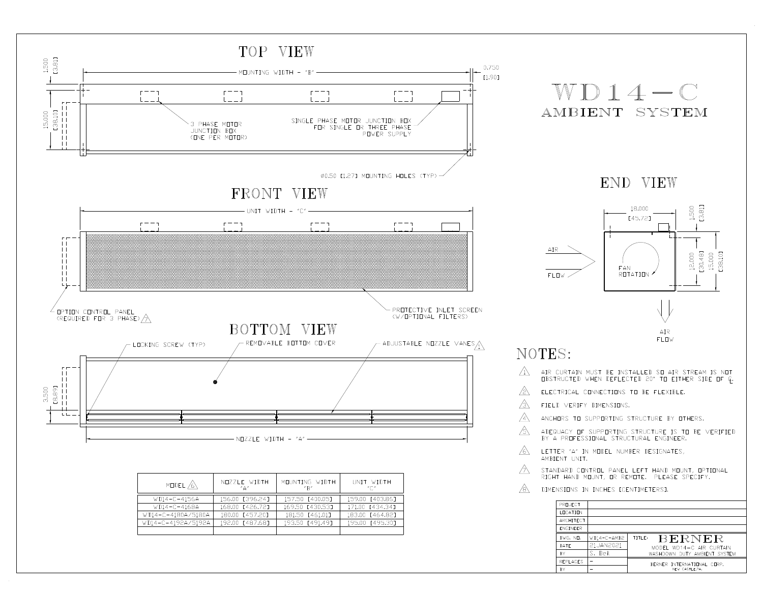# WD14-C
## AMBIENT SYSTEM

### TOP VIEW

MOUNTING WIDTH - "B"

1.500 [3.81]

0.750 [1.90]

15.000 [38.10]

3 PHASE MOTOR JUNCTION BOX (ONE PER MOTOR)

SINGLE PHASE MOTOR JUNCTION BOX FOR SINGLE OR THREE PHASE POWER SUPPLY

Ø0.50 [1.27] MOUNTING HOLES (TYP)

### FRONT VIEW

UNIT WIDTH - "C"

OPTION CONTROL PANEL (REQUIRED FOR 3 PHASE) 7

PROTECTIVE INLET SCREEN (W/OPTIONAL FILTERS)

### BOTTOM VIEW

LOCKING SCREW (TYP)

REMOVABLE BOTTOM COVER

ADJUSTABLE NOZZLE VANES 1

3.500 [8.89]

NOZZLE WIDTH - "A"

### END VIEW

18.000 [45.72]

1.500 [3.81]

12.000 [30.48]

15.000 [38.10]

AIR FLOW

FAN ROTATION

AIR FLOW

## NOTES:

1. AIR CURTAIN MUST BE INSTALLED SO AIR STREAM IS NOT OBSTRUCTED WHEN DEFLECTED 20° TO EITHER SIDE OF ℄.
2. ELECTRICAL CONNECTIONS TO BE FLEXIBLE.
3. FIELD VERIFY DIMENSIONS.
4. ANCHORS TO SUPPORTING STRUCTURE BY OTHERS.
5. ADEQUACY OF SUPPORTING STRUCTURE IS TO BE VERIFIED BY A PROFESSIONAL STRUCTURAL ENGINEER.
6. LETTER "A" IN MODEL NUMBER DESIGNATES, AMBIENT UNIT.
7. STANDARD CONTROL PANEL LEFT HAND MOUNT, OPTIONAL RIGHT HAND MOUNT, OR REMOTE. PLEASE SPECIFY.
8. DIMENSIONS IN INCHES [CENTIMETERS].

| MODEL 6 | NOZZLE WIDTH "A" | MOUNTING WIDTH "B" | UNIT WIDTH "C" |
|---|---|---|---|
| WD14-C-4156A | 156.00 [396.24] | 157.50 [400.05] | 159.00 [403.86] |
| WD14-C-4168A | 168.00 [426.72] | 169.50 [430.53] | 171.00 [434.34] |
| WD14-C-4180A/5180A | 180.00 [457.20] | 181.50 [461.01] | 183.00 [464.82] |
| WD14-C-4192A/5192A | 192.00 [487.68] | 193.50 [491.49] | 195.00 [495.30] |
| | | | |

| PROJECT | |
|---|---|
| LOCATION | |
| ARCHITECT | |
| ENGINEER | |

| DWG. NO. | WD14-C-AMB2 | TITLE: BERNER MODEL WD14-C AIR CURTAIN WASHDOWN DUTY AMBIENT SYSTEM |
|---|---|---|
| DATE | 21JAN2021 | |
| BY | S. Beil | |
| REPLACES | - | BERNER INTERNATIONAL CORP. NEW CASTLE, PA. |
| BY | - | |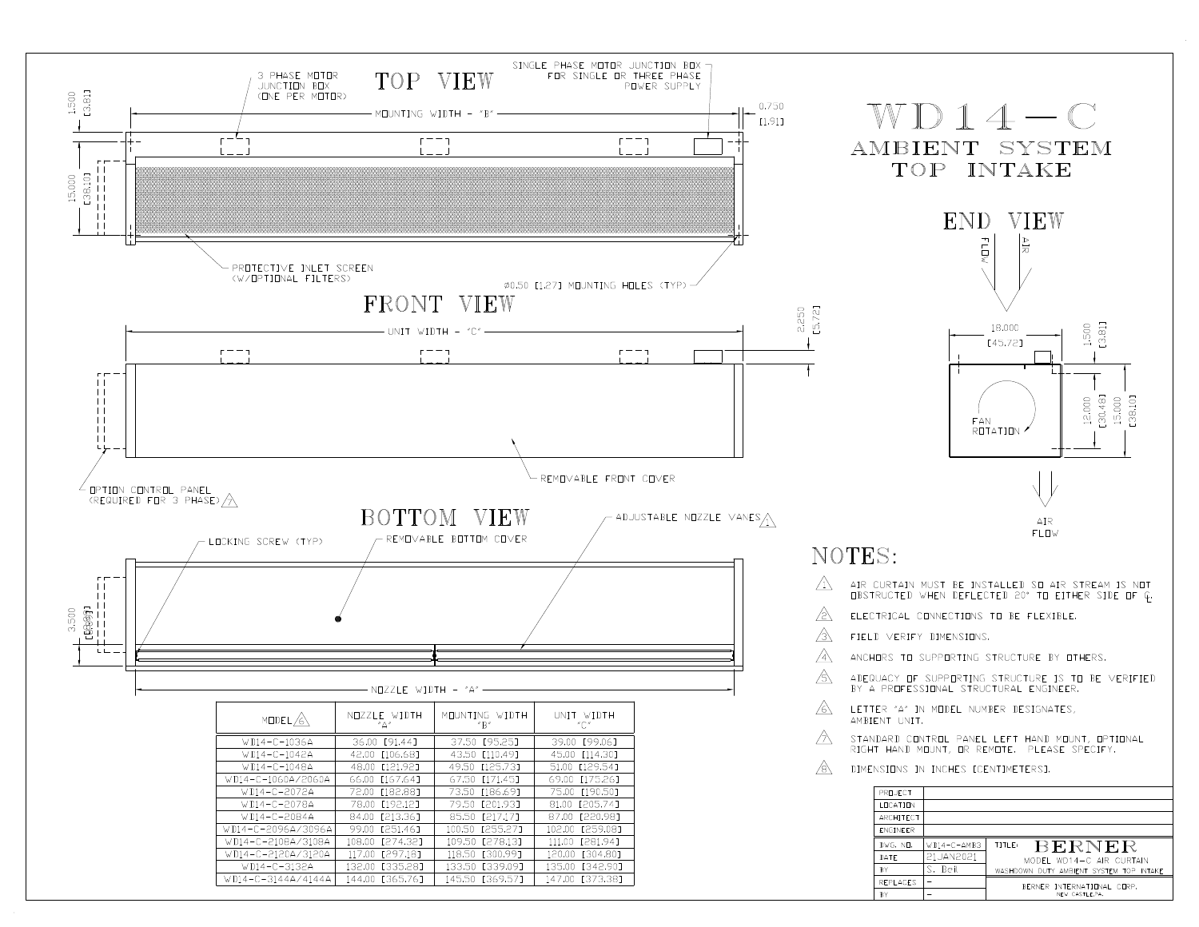# WD14-C

## AMBIENT SYSTEM TOP INTAKE

### TOP VIEW

3 PHASE MOTOR JUNCTION BOX (ONE PER MOTOR)

SINGLE PHASE MOTOR JUNCTION BOX FOR SINGLE OR THREE PHASE POWER SUPPLY

MOUNTING WIDTH - "B"

1.500 [3.81]

0.750 [1.91]

15.000 [38.10]

PROTECTIVE INLET SCREEN (W/OPTIONAL FILTERS)

Ø0.50 [1.27] MOUNTING HOLES (TYP)

### FRONT VIEW

UNIT WIDTH - "C"

2.250 [5.72]

REMOVABLE FRONT COVER

OPTION CONTROL PANEL (REQUIRED FOR 3 PHASE) 7

### BOTTOM VIEW

LOCKING SCREW (TYP)

REMOVABLE BOTTOM COVER

ADJUSTABLE NOZZLE VANES 1

3.500 [8.89]

NOZZLE WIDTH - "A"

### END VIEW

AIR FLOW

18.000 [45.72]

1.500 [3.81]

12.000 [30.48]

15.000 [38.10]

FAN ROTATION

AIR FLOW

| MODEL 6 | NOZZLE WIDTH "A" | MOUNTING WIDTH "B" | UNIT WIDTH "C" |
|---|---|---|---|
| WD14-C-1036A | 36.00 [91.44] | 37.50 [95.25] | 39.00 [99.06] |
| WD14-C-1042A | 42.00 [106.68] | 43.50 [110.49] | 45.00 [114.30] |
| WD14-C-1048A | 48.00 [121.92] | 49.50 [125.73] | 51.00 [129.54] |
| WD14-C-1060A/2060A | 66.00 [167.64] | 67.50 [171.45] | 69.00 [175.26] |
| WD14-C-2072A | 72.00 [182.88] | 73.50 [186.69] | 75.00 [190.50] |
| WD14-C-2078A | 78.00 [198.12] | 79.50 [201.93] | 81.00 [205.74] |
| WD14-C-2084A | 84.00 [213.36] | 85.50 [217.17] | 87.00 [220.98] |
| WD14-C-2096A/3096A | 99.00 [251.46] | 100.50 [255.27] | 102.00 [259.08] |
| WD14-C-2108A/3108A | 108.00 [274.32] | 109.50 [278.13] | 111.00 [281.94] |
| WD14-C-2120A/3120A | 117.00 [297.18] | 118.50 [300.99] | 120.00 [304.80] |
| WD14-C-3132A | 132.00 [335.28] | 133.50 [339.09] | 135.00 [342.90] |
| WD14-C-3144A/4144A | 144.00 [365.76] | 145.50 [369.57] | 147.00 [373.38] |

## NOTES:

1. AIR CURTAIN MUST BE INSTALLED SO AIR STREAM IS NOT OBSTRUCTED WHEN DEFLECTED 20° TO EITHER SIDE OF ℄.
2. ELECTRICAL CONNECTIONS TO BE FLEXIBLE.
3. FIELD VERIFY DIMENSIONS.
4. ANCHORS TO SUPPORTING STRUCTURE BY OTHERS.
5. ADEQUACY OF SUPPORTING STRUCTURE IS TO BE VERIFIED BY A PROFESSIONAL STRUCTURAL ENGINEER.
6. LETTER "A" IN MODEL NUMBER DESIGNATES, AMBIENT UNIT.
7. STANDARD CONTROL PANEL LEFT HAND MOUNT, OPTIONAL RIGHT HAND MOUNT, OR REMOTE. PLEASE SPECIFY.
8. DIMENSIONS IN INCHES [CENTIMETERS].

| PROJECT | | | |
|---|---|---|---|
| LOCATION | | | |
| ARCHITECT | | | |
| ENGINEER | | | |
| DWG. NO. | WD14-C-AMB3 | TITLE: | BERNER |
| DATE | 21JAN2021 | | MODEL WD14-C AIR CURTAIN |
| BY | S. Beil | | WASHDOWN DUTY AMBIENT SYSTEM TOP INTAKE |
| REPLACES | - | | BERNER INTERNATIONAL CORP. NEW CASTLE, PA. |
| BY | - | | |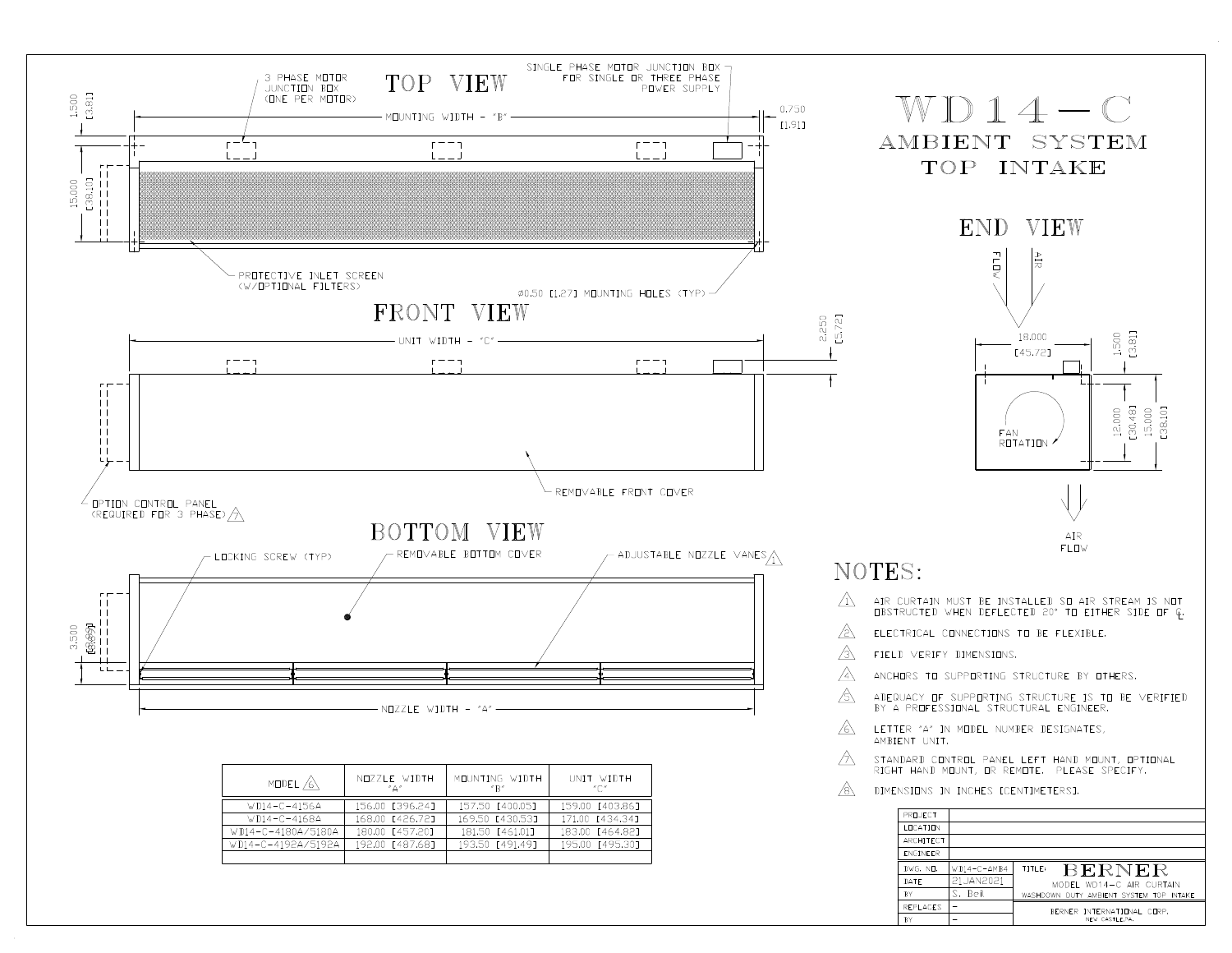# WD14-C

## AMBIENT SYSTEM TOP INTAKE

### TOP VIEW

3 PHASE MOTOR JUNCTION BOX (ONE PER MOTOR)

SINGLE PHASE MOTOR JUNCTION BOX FOR SINGLE OR THREE PHASE POWER SUPPLY

MOUNTING WIDTH - "B"

1.500 [3.81]

0.750 [1.91]

15.000 [38.10]

PROTECTIVE INLET SCREEN (W/OPTIONAL FILTERS)

Ø0.50 [1.27] MOUNTING HOLES (TYP)

### FRONT VIEW

UNIT WIDTH - "C"

2.250 [5.72]

REMOVABLE FRONT COVER

OPTION CONTROL PANEL (REQUIRED FOR 3 PHASE) 7

### BOTTOM VIEW

LOCKING SCREW (TYP)

REMOVABLE BOTTOM COVER

ADJUSTABLE NOZZLE VANES 1

3.500 [8.89]

NOZZLE WIDTH - "A"

### END VIEW

FLOW AIR

18.000 [45.72]

1.500 [3.81]

12.000 [30.48]

15.000 [38.10]

FAN ROTATION

AIR FLOW

| MODEL 6 | NOZZLE WIDTH "A" | MOUNTING WIDTH "B" | UNIT WIDTH "C" |
|---|---|---|---|
| WD14-C-4156A | 156.00 [396.24] | 157.50 [400.05] | 159.00 [403.86] |
| WD14-C-4168A | 168.00 [426.72] | 169.50 [430.53] | 171.00 [434.34] |
| WD14-C-4180A/5180A | 180.00 [457.20] | 181.50 [461.01] | 183.00 [464.82] |
| WD14-C-4192A/5192A | 192.00 [487.68] | 193.50 [491.49] | 195.00 [495.30] |
| | | | |

## NOTES:

1. AIR CURTAIN MUST BE INSTALLED SO AIR STREAM IS NOT OBSTRUCTED WHEN DEFLECTED 20° TO EITHER SIDE OF ℄.
2. ELECTRICAL CONNECTIONS TO BE FLEXIBLE.
3. FIELD VERIFY DIMENSIONS.
4. ANCHORS TO SUPPORTING STRUCTURE BY OTHERS.
5. ADEQUACY OF SUPPORTING STRUCTURE IS TO BE VERIFIED BY A PROFESSIONAL STRUCTURAL ENGINEER.
6. LETTER "A" IN MODEL NUMBER DESIGNATES, AMBIENT UNIT.
7. STANDARD CONTROL PANEL LEFT HAND MOUNT, OPTIONAL RIGHT HAND MOUNT, OR REMOTE. PLEASE SPECIFY.
8. DIMENSIONS IN INCHES [CENTIMETERS].

| | |
|---|---|
| PROJECT | |
| LOCATION | |
| ARCHITECT | |
| ENGINEER | |

| | | |
|---|---|---|
| DWG. NO. | WD14-C-AMB4 | TITLE: BERNER MODEL WD14-C AIR CURTAIN WASHDOWN DUTY AMBIENT SYSTEM TOP INTAKE |
| DATE | 21JAN2021 | |
| BY | S. Beil | |
| REPLACES | - | BERNER INTERNATIONAL CORP. NEW CASTLE, PA. |
| BY | - | |